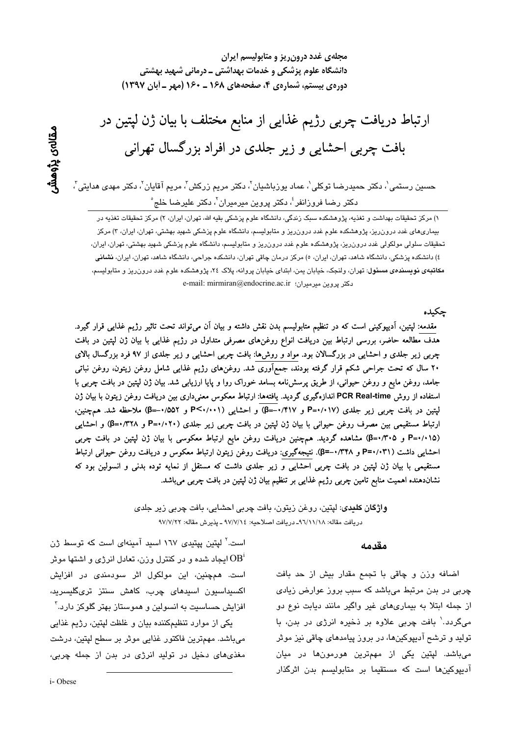# ارتباط دریافت چربی رژیم غذایی از منابع مختلف با بیان ژن لپتین در بافت چربی احشایی و زیر جلدی در افراد بزرگسال تهرانی

مقاله‌ی پژوهشی

حسین رستمی[1]، دکتر حمیدرضا توکلی[1]، عماد یوزباشیان[2]، دکتر مریم زرکش[3]، مریم آقایان[2]، دکتر مهدی هدایتی[3]، دکتر رضا فروزانفر[4]، دکتر پروین میرمیران[2]، دکتر علیرضا خلج[5]

۱) مرکز تحقیقات بهداشت و تغذیه، پژوهشکده سبک زندگی، دانشگاه علوم پزشکی بقیه الله، تهران، ایران، ۲) مرکز تحقیقات تغذیه در بیماری‌های غدد درون‌ریز، پژوهشکده علوم غدد درون‌ریز و متابولیسم، دانشگاه علوم پزشکی شهید بهشتی، تهران، ایران، ۳) مرکز تحقیقات سلولی مولکولی غدد درون‌ریز، پژوهشکده علوم غدد درون‌ریز و متابولیسم، دانشگاه علوم پزشکی شهید بهشتی، تهران، ایران، ٤) دانشکده پزشکی، دانشگاه شاهد، تهران، ایران، ۵) مرکز درمان چاقی تهران، دانشکده جراحی، دانشگاه شاهد، تهران، ایران، **نشانی مکاتبه‌ی نویسنده‌ی مسئول**: تهران، ولنجک، خیابان یمن، ابتدای خیابان پروانه، پلاک ٢٤، پژوهشکده علوم غدد درون‌ریز و متابولیسم، دکتر پروین میرمیران؛ e-mail: mirmiran@endocrine.ac.ir

## چکیده

**مقدمه:** لپتین، آدیپوکینی است که در تنظیم متابولیسم بدن نقش داشته و بیان آن می‌تواند تحت تاثیر رژیم غذایی قرار گیرد. هدف مطالعه حاضر، بررسی ارتباط بین دریافت انواع روغن‌های مصرفی متداول در رژیم غذایی با بیان ژن لپتین در بافت چربی زیر جلدی و احشایی در بزرگسالان بود. **مواد و روش‌ها:** بافت چربی احشایی و زیر جلدی از ۹۷ فرد بزرگسال بالای ۲۰ سال که تحت جراحی شکم قرار گرفته بودند، جمع‌آوری شد. روغن‌های رژیم غذایی شامل روغن زیتون، روغن نباتی جامد، روغن مایع و روغن حیوانی، از طریق پرسش‌نامه بسامد خوراک روا و پایا ارزیابی شد. بیان ژن لپتین در بافت چربی با استفاده از روش PCR Real-time اندازه‌گیری گردید. **یافته‌ها:** ارتباط معکوس معنی‌داری بین دریافت روغن زیتون با بیان ژن لپتین در بافت چربی زیر جلدی (P=۰/۰۱۷ و β=-۰/۴۱۷) و احشایی (P<۰/۰۰۱ و β=-۰/۵۵۲) ملاحظه شد. همچنین، ارتباط مستقیمی بین مصرف روغن حیوانی با بیان ژن لپتین در بافت چربی زیر جلدی (P=۰/۰۲۰ و β=۰/۳۲۸) و احشایی (P=۰/۰۱۵ و β=۰/۳۰۵) مشاهده گردید. همچنین دریافت روغن مایع ارتباط معکوسی با بیان ژن لپتین در بافت چربی احشایی داشت (P=۰/۰۳۱ و β=-۰/۳۴۸). **نتیجه‌گیری:** دریافت روغن زیتون ارتباط معکوس و دریافت روغن حیوانی ارتباط مستقیمی با بیان ژن لپتین در بافت چربی احشایی و زیر جلدی داشت که مستقل از نمایه توده بدنی و انسولین بود که نشان‌دهنده اهمیت منابع تامین چربی رژیم غذایی بر تنظیم بیان ژن لپتین در بافت چربی می‌باشد.

**واژگان کلیدی**: لپتین، روغن زیتون، بافت چربی احشایی، بافت چربی زیر جلدی

دریافت مقاله: ۹٦/۱۱/۱۸ـ دریافت اصلاحیه: ۹۷/۷/۱٤ ـ پذیرش مقاله: ۹۷/۷/۲۲

## مقدمه

اضافه وزن و چاقی با تجمع مقدار بیش از حد بافت چربی در بدن مرتبط می‌باشد که سبب بروز عوارض زیادی از جمله ابتلا به بیماری‌های غیر واگیر مانند دیابت نوع دو می‌گردد.[1] بافت چربی علاوه بر ذخیره انرژی در بدن، با تولید و ترشح آدیپوکین‌ها، در بروز پیامدهای چاقی نیز موثر می‌باشد. لپتین یکی از مهمترین هورمون‌ها در میان آدیپوکین‌ها است که مستقیما بر متابولیسم بدن اثرگذار است.[2] لپتین پپتیدی ۱٦۷ اسید آمینه‌ای است که توسط ژن OB[i] ایجاد شده و در کنترل وزن، تعادل انرژی و اشتها موثر است. همچنین، این مولکول اثر سودمندی در افزایش اکسیداسیون اسیدهای چرب، کاهش سنتز تری‌گلیسرید، افزایش حساسیت به انسولین و هموستاز بهتر گلوکز دارد.[3]

یکی از موارد تنظیم‌کننده بیان و غلظت لپتین، رژیم غذایی می‌باشد. مهمترین فاکتور غذایی موثر بر سطح لپتین، درشت مغذی‌های دخیل در تولید انرژی در بدن از جمله چربی،

i- Obese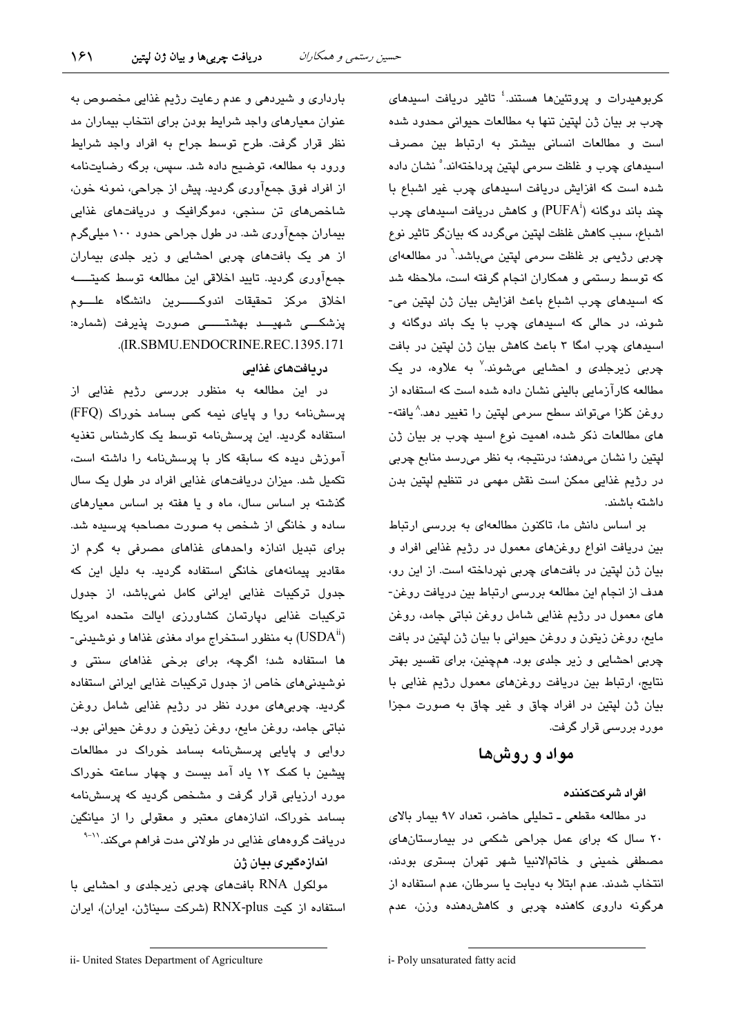کربوهیدرات و پروتئین‌ها هستند.[4] تاثیر دریافت اسیدهای چرب بر بیان ژن لپتین تنها به مطالعات حیوانی محدود شده است و مطالعات انسانی بیشتر به ارتباط بین مصرف اسیدهای چرب و غلظت سرمی لپتین پرداخته‌اند.[5] نشان داده شده است که افزایش دریافت اسیدهای چرب غیر اشباع با چند باند دوگانه (PUFA[i]) و کاهش دریافت اسیدهای چرب اشباع، سبب کاهش غلظت لپتین می‌گردد که بیانگر تاثیر نوع چربی رژیمی بر غلظت سرمی لپتین می‌باشد.[6] در مطالعه‌ای که توسط رستمی و همکاران انجام گرفته است، ملاحظه شد که اسیدهای چرب اشباع باعث افزایش بیان ژن لپتین می‌شوند، در حالی که اسیدهای چرب با یک باند دوگانه و اسیدهای چرب امگا ۳ باعث کاهش بیان ژن لپتین در بافت چربی زیرجلدی و احشایی می‌شوند.[7] به علاوه، در یک مطالعه کارآزمایی بالینی نشان داده شده است که استفاده از روغن کلزا می‌تواند سطح سرمی لپتین را تغییر دهد.[8] یافته‌های مطالعات ذکر شده، اهمیت نوع اسید چرب بر بیان ژن لپتین را نشان می‌دهند؛ درنتیجه، به نظر می‌رسد منابع چربی در رژیم غذایی ممکن است نقش مهمی در تنظیم لپتین بدن داشته باشند.

بر اساس دانش ما، تاکنون مطالعه‌ای به بررسی ارتباط بین دریافت انواع روغن‌های معمول در رژیم غذایی افراد و بیان ژن لپتین در بافت‌های چربی نپرداخته است. از این رو، هدف از انجام این مطالعه بررسی ارتباط بین دریافت روغن‌های معمول در رژیم غذایی شامل روغن نباتی جامد، روغن مایع، روغن زیتون و روغن حیوانی با بیان ژن لپتین در بافت چربی احشایی و زیر جلدی بود. همچنین، برای تفسیر بهتر نتایج، ارتباط بین دریافت روغن‌های معمول رژیم غذایی با بیان ژن لپتین در افراد چاق و غیر چاق به صورت مجزا مورد بررسی قرار گرفت.

## مواد و روش‌ها

### افراد شرکت‌کننده

در مطالعه مقطعی ـ تحلیلی حاضر، تعداد ۹۷ بیمار بالای ۲۰ سال که برای عمل جراحی شکمی در بیمارستان‌های مصطفی خمینی و خاتم‌الانبیا شهر تهران بستری بودند، انتخاب شدند. عدم ابتلا به دیابت یا سرطان، عدم استفاده از هرگونه داروی کاهنده چربی و کاهش‌دهنده وزن، عدم بارداری و شیردهی و عدم رعایت رژیم غذایی مخصوص به عنوان معیارهای واجد شرایط بودن برای انتخاب بیماران مد نظر قرار گرفت. طرح توسط جراح به افراد واجد شرایط ورود به مطالعه، توضیح داده شد. سپس، برگه رضایت‌نامه از افراد فوق جمع‌آوری گردید. پیش از جراحی، نمونه خون، شاخص‌های تن سنجی، دموگرافیک و دریافت‌های غذایی بیماران جمع‌آوری شد. در طول جراحی حدود ۱۰۰ میلی‌گرم از هر یک بافت‌های چربی احشایی و زیر جلدی بیماران جمع‌آوری گردید. تایید اخلاقی این مطالعه توسط کمیته اخلاق مرکز تحقیقات اندوکرین دانشگاه علوم پزشکی شهید بهشتی صورت پذیرفت (شماره: IR.SBMU.ENDOCRINE.REC.1395.171).

### دریافت‌های غذایی

در این مطالعه به منظور بررسی رژیم غذایی از پرسشنامه روا و پایای نیمه کمی بسامد خوراک (FFQ) استفاده گردید. این پرسشنامه توسط یک کارشناس تغذیه آموزش دیده که سابقه کار با پرسشنامه را داشته است، تکمیل شد. میزان دریافت‌های غذایی افراد در طول یک سال گذشته بر اساس سال، ماه و یا هفته بر اساس معیارهای ساده و خانگی از شخص به صورت مصاحبه پرسیده شد. برای تبدیل اندازه واحدهای غذاهای مصرفی به گرم از مقادیر پیمانه‌های خانگی استفاده گردید. به دلیل این که جدول ترکیبات غذایی ایرانی کامل نمی‌باشد، از جدول ترکیبات غذایی دپارتمان کشاورزی ایالت متحده امریکا (USDA[ii]) به منظور استخراج مواد مغذی غذاها و نوشیدنی‌ها استفاده شد؛ اگرچه، برای برخی غذاهای سنتی و نوشیدنی‌های خاص از جدول ترکیبات غذایی ایرانی استفاده گردید. چربی‌های مورد نظر در رژیم غذایی شامل روغن نباتی جامد، روغن مایع، روغن زیتون و روغن حیوانی بود. روایی و پایایی پرسشنامه بسامد خوراک در مطالعات پیشین با کمک ۱۲ یاد آمد بیست و چهار ساعته خوراک مورد ارزیابی قرار گرفت و مشخص گردید که پرسشنامه بسامد خوراک، اندازه‌های معتبر و معقولی را از میانگین دریافت گروه‌های غذایی در طولانی مدت فراهم می‌کند.[9-11]

### اندازه‌گیری بیان ژن

مولکول RNA بافت‌های چربی زیرجلدی و احشایی با استفاده از کیت RNX-plus (شرکت سیناژن، ایران)، ایران

---

i- Poly unsaturated fatty acid

ii- United States Department of Agriculture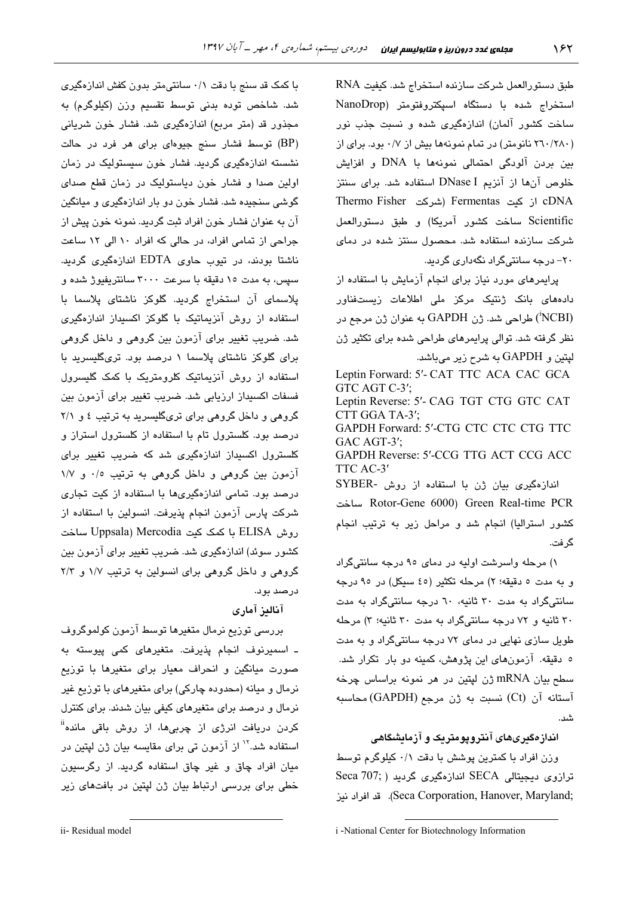طبق دستورالعمل شرکت سازنده استخراج شد. کیفیت RNA استخراج شده با دستگاه اسپکتروفتومتر (NanoDrop ساخت کشور آلمان) اندازه‌گیری شده و نسبت جذب نور (۲۶۰/۲۸۰ نانومتر) در تمام نمونه‌ها بیش از ۰/۷ بود. برای از بین بردن آلودگی احتمالی نمونه‌ها با DNA و افزایش خلوص آن‌ها از آنزیم DNase I استفاده شد. برای سنتز cDNA از کیت Fermentas (شرکت Thermo Fisher Scientific ساخت کشور آمریکا) و طبق دستورالعمل شرکت سازنده استفاده شد. محصول سنتز شده در دمای ۲۰- درجه سانتی‌گراد نگه‌داری گردید.

پرایمرهای مورد نیاز برای انجام آزمایش با استفاده از داده‌های بانک ژنتیک مرکز ملی اطلاعات زیست‌فناور (NCBI[i]) طراحی شد. ژن GAPDH به عنوان ژن مرجع در نظر گرفته شد. توالی پرایمرهای طراحی شده برای تکثیر ژن لپتین و GAPDH به شرح زیر می‌باشد.

Leptin Forward: 5′- CAT TTC ACA CAC GCA GTC AGT C-3′;
Leptin Reverse: 5′- CAG TGT CTG GTC CAT CTT GGA TA-3′;
GAPDH Forward: 5′-CTG CTC CTC CTG TTC GAC AGT-3′;
GAPDH Reverse: 5′-CCG TTG ACT CCG ACC TTC AC-3′

اندازه‌گیری بیان ژن با استفاده از روش SYBER-Green Real-time PCR (Rotor-Gene 6000 ساخت کشور استرالیا) انجام شد و مراحل زیر به ترتیب انجام گرفت.

۱) مرحله واسرشت اولیه در دمای ۹۵ درجه سانتی‌گراد و به مدت ۵ دقیقه؛ ۲) مرحله تکثیر (۴۵ سیکل) در ۹۵ درجه سانتی‌گراد به مدت ۳۰ ثانیه، ۶۰ درجه سانتی‌گراد به مدت ۳۰ ثانیه و ۷۲ درجه سانتی‌گراد به مدت ۳۰ ثانیه؛ ۳) مرحله طویل سازی نهایی در دمای ۷۲ درجه سانتی‌گراد و به مدت ۵ دقیقه. آزمون‌های این پژوهش، کمینه دو بار تکرار شد. سطح بیان mRNA ژن لپتین در هر نمونه براساس چرخه آستانه آن (Ct) نسبت به ژن مرجع (GAPDH) محاسبه شد.

### اندازه‌گیری‌های آنتروپومتریک و آزمایشگاهی

وزن افراد با کمترین پوشش با دقت ۰/۱ کیلوگرم توسط ترازوی دیجیتالی SECA اندازه‌گیری گردید (Seca 707; Seca Corporation, Hanover, Maryland). قد افراد نیز با کمک قد سنج با دقت ۰/۱ سانتی‌متر بدون کفش اندازه‌گیری شد. شاخص توده بدنی توسط تقسیم وزن (کیلوگرم) به مجذور قد (متر مربع) اندازه‌گیری شد. فشار خون شریانی (BP) توسط فشار سنج جیوه‌ای برای هر فرد در حالت نشسته اندازه‌گیری گردید. فشار خون سیستولیک در زمان اولین صدا و فشار خون دیاستولیک در زمان قطع صدای گوشی سنجیده شد. فشار خون دو بار اندازه‌گیری و میانگین آن به عنوان فشار خون افراد ثبت گردید. نمونه خون پیش از جراحی از تمامی افراد، در حالی که افراد ۱۰ الی ۱۲ ساعت ناشتا بودند، در تیوب حاوی EDTA اندازه‌گیری گردید. سپس، به مدت ۱۵ دقیقه با سرعت ۳۰۰۰ سانتریفیوژ شده و پلاسمای آن استخراج گردید. گلوکز ناشتای پلاسما با استفاده از روش آنزیماتیک با گلوکز اکسیداز اندازه‌گیری شد. ضریب تغییر برای آزمون بین گروهی و داخل گروهی برای گلوکز ناشتای پلاسما ۱ درصد بود. تری‌گلیسرید با استفاده از روش آنزیماتیک کلرومتریک با کمک گلیسرول فسفات اکسیداز ارزیابی شد. ضریب تغییر برای آزمون بین گروهی و داخل گروهی برای تری‌گلیسرید به ترتیب ۴ و ۲/۱ درصد بود. کلسترول تام با استفاده از کلسترول استراز و کلسترول اکسیداز اندازه‌گیری شد که ضریب تغییر برای آزمون بین گروهی و داخل گروهی به ترتیب ۰/۵ و ۱/۷ درصد بود. تمامی اندازه‌گیری‌ها با استفاده از کیت تجاری شرکت پارس آزمون انجام پذیرفت. انسولین با استفاده از روش ELISA با کمک کیت Mercodia (Uppsala ساخت کشور سوئد) اندازه‌گیری شد. ضریب تغییر برای آزمون بین گروهی و داخل گروهی برای انسولین به ترتیب ۱/۷ و ۲/۳ درصد بود.

### آنالیز آماری

بررسی توزیع نرمال متغیرها توسط آزمون کولموگروف ـ اسمیرنوف انجام پذیرفت. متغیرهای کمی پیوسته به صورت میانگین و انحراف معیار برای متغیرها با توزیع نرمال و میانه (محدوده چارکی) برای متغیرهای با توزیع غیر نرمال و درصد برای متغیرهای کیفی بیان شدند. برای کنترل کردن دریافت انرژی از چربی‌ها، از روش باقی مانده[ii] استفاده شد.[۱۲] از آزمون تی برای مقایسه بیان ژن لپتین در میان افراد چاق و غیر چاق استفاده گردید. از رگرسیون خطی برای بررسی ارتباط بیان ژن لپتین در بافت‌های زیر

---

i -National Center for Biotechnology Information

ii- Residual model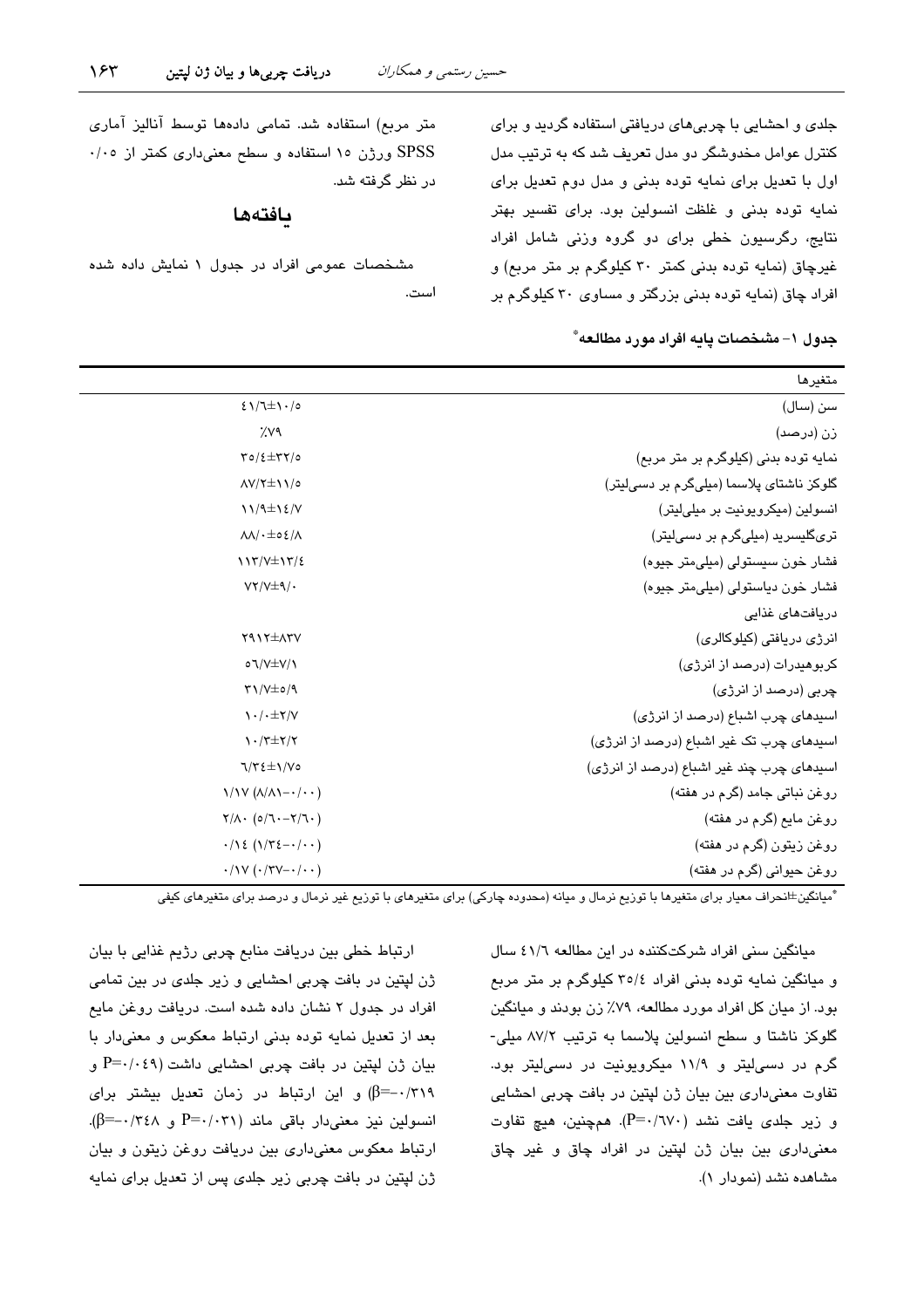جلدی و احشایی با چربی‌های دریافتی استفاده گردید و برای کنترل عوامل مخدوشگر دو مدل تعریف شد که به ترتیب مدل اول با تعدیل برای نمایه توده بدنی و مدل دوم تعدیل برای نمایه توده بدنی و غلظت انسولین بود. برای تفسیر بهتر نتایج، رگرسیون خطی برای دو گروه وزنی شامل افراد غیرچاق (نمایه توده بدنی کمتر ۳۰ کیلوگرم بر متر مربع) و افراد چاق (نمایه توده بدنی بزرگتر و مساوی ۳۰ کیلوگرم بر متر مربع) استفاده شد. تمامی داده‌ها توسط آنالیز آماری SPSS ورژن ۱۵ استفاده و سطح معنی‌داری کمتر از ۰/۰۵ در نظر گرفته شد.

## یافته‌ها

مشخصات عمومی افراد در جدول ۱ نمایش داده شده است.

**جدول ۱- مشخصات پایه افراد مورد مطالعه***

| متغیرها | |
|---|---|
| سن (سال) | ۴۱/۶±۱۰/۵ |
| زن (درصد) | ٪۷۹ |
| نمایه توده بدنی (کیلوگرم بر متر مربع) | ۳۵/۴±۳۲/۵ |
| گلوکز ناشتای پلاسما (میلی‌گرم بر دسی‌لیتر) | ۸۷/۲±۱۱/۵ |
| انسولین (میکرویونیت بر میلی‌لیتر) | ۱۱/۹±۱۴/۷ |
| تری‌گلیسرید (میلی‌گرم بر دسی‌لیتر) | ۸۸/۰±۵۴/۸ |
| فشار خون سیستولی (میلی‌متر جیوه) | ۱۱۳/۷±۱۳/۴ |
| فشار خون دیاستولی (میلی‌متر جیوه) | ۷۲/۷±۹/۰ |
| دریافت‌های غذایی | |
| انرژی دریافتی (کیلوکالری) | ۲۹۱۲±۸۳۷ |
| کربوهیدرات (درصد از انرژی) | ۵۶/۷±۷/۱ |
| چربی (درصد از انرژی) | ۳۱/۷±۵/۹ |
| اسیدهای چرب اشباع (درصد از انرژی) | ۱۰/۰±۲/۷ |
| اسیدهای چرب تک غیر اشباع (درصد از انرژی) | ۱۰/۳±۲/۲ |
| اسیدهای چرب چند غیر اشباع (درصد از انرژی) | ۶/۳۴±۱/۷۵ |
| روغن نباتی جامد (گرم در هفته) | ۱/۱۷ (۸/۸۱–۰/۰۰) |
| روغن مایع (گرم در هفته) | ۲/۸۰ (۵/۶۰–۲/۶۰) |
| روغن زیتون (گرم در هفته) | ۰/۱۴ (۱/۳۴–۰/۰۰) |
| روغن حیوانی (گرم در هفته) | ۰/۱۷ (۰/۳۷–۰/۰۰) |

*میانگین±انحراف معیار برای متغیرها با توزیع نرمال و میانه (محدوده چارکی) برای متغیرهای با توزیع غیر نرمال و درصد برای متغیرهای کیفی

میانگین سنی افراد شرکت‌کننده در این مطالعه ۴۱/۶ سال و میانگین نمایه توده بدنی افراد ۳۵/۴ کیلوگرم بر متر مربع بود. از میان کل افراد مورد مطالعه، ۷۹٪ زن بودند و میانگین گلوکز ناشتا و سطح انسولین پلاسما به ترتیب ۸۷/۲ میلی‌گرم در دسی‌لیتر و ۱۱/۹ میکرویونیت در دسی‌لیتر بود. تفاوت معنی‌داری بین بیان ژن لپتین در بافت چربی احشایی و زیر جلدی یافت نشد (P=۰/۶۷۰). همچنین، هیچ تفاوت معنی‌داری بین بیان ژن لپتین در افراد چاق و غیر چاق مشاهده نشد (نمودار ۱).

ارتباط خطی بین دریافت منابع چربی رژیم غذایی با بیان ژن لپتین در بافت چربی احشایی و زیر جلدی در بین تمامی افراد در جدول ۲ نشان داده شده است. دریافت روغن مایع بعد از تعدیل نمایه توده بدنی ارتباط معکوس و معنی‌دار با بیان ژن لپتین در بافت چربی احشایی داشت (P=۰/۰۴۹ و β=-۰/۳۱۹) و این ارتباط در زمان تعدیل بیشتر برای انسولین نیز معنی‌دار باقی ماند (P=۰/۰۳۱ و β=-۰/۳۴۸). ارتباط معکوس معنی‌داری بین دریافت روغن زیتون و بیان ژن لپتین در بافت چربی زیر جلدی پس از تعدیل برای نمایه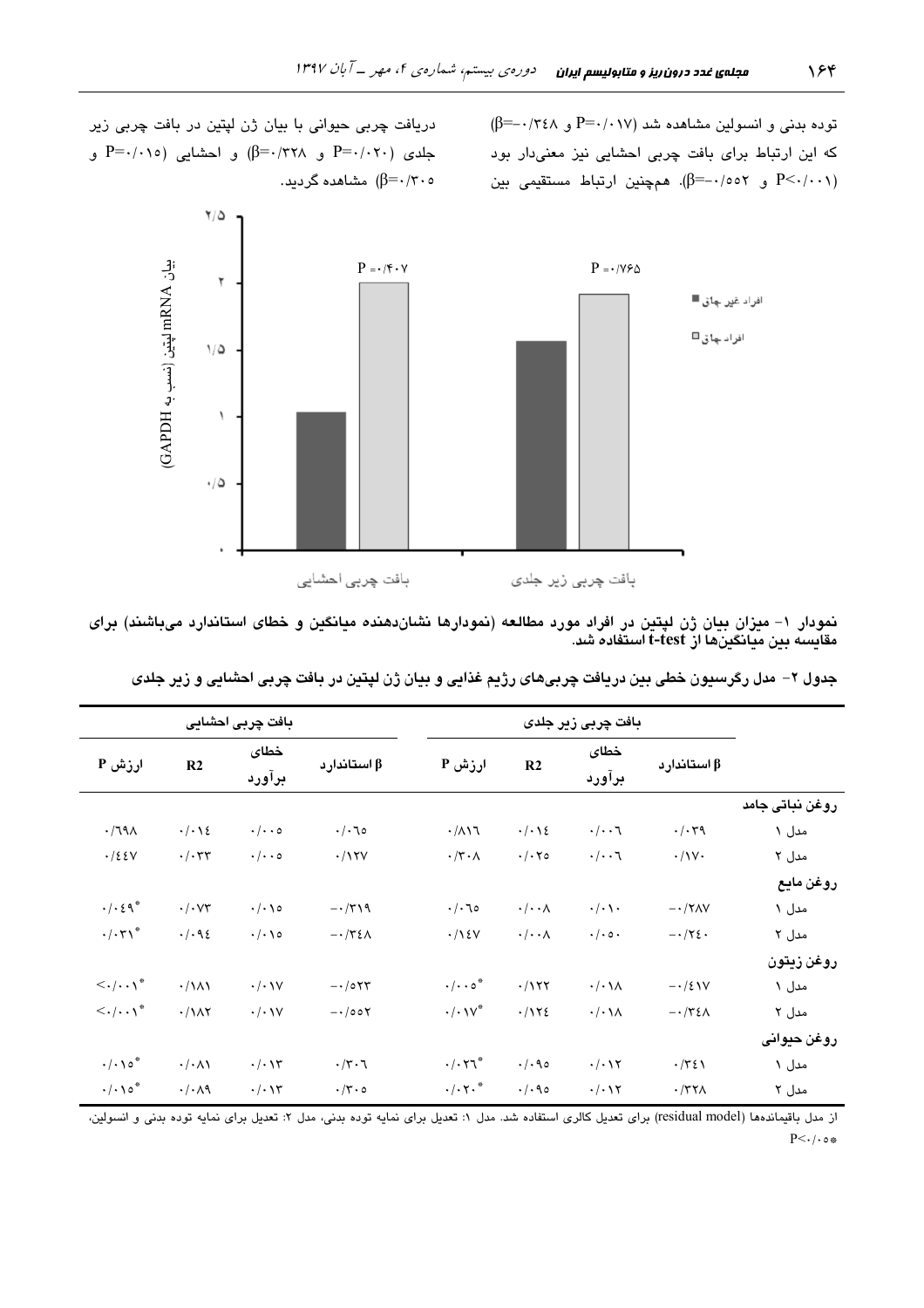توده بدنی و انسولین مشاهده شد (P=۰/۰۱۷ و β=-۰/۳۴۸) که این ارتباط برای بافت چربی احشایی نیز معنی‌دار بود (P<۰/۰۰۱ و β=-۰/۵۵۲). همچنین ارتباط مستقیمی بین دریافت چربی حیوانی با بیان ژن لپتین در بافت چربی زیر جلدی (P=۰/۰۲۰ و β=۰/۳۲۸) و احشایی (P=۰/۰۱۵ و β=۰/۳۰۵) مشاهده گردید.

نمودار ۱- میزان بیان ژن لپتین در افراد مورد مطالعه (نمودارها نشان‌دهنده میانگین و خطای استاندارد می‌باشند) برای مقایسه بین میانگین‌ها از t-test استفاده شد.

جدول ۲- مدل رگرسیون خطی بین دریافت چربی‌های رژیم غذایی و بیان ژن لپتین در بافت چربی احشایی و زیر جلدی

| | بافت چربی زیر جلدی | | | | بافت چربی احشایی | | | |
|---|---|---|---|---|---|---|---|---|
| | β استاندارد | خطای برآورد | R2 | ارزش P | β استاندارد | خطای برآورد | R2 | ارزش P |
| **روغن نباتی جامد** | | | | | | | | |
| مدل ۱ | ۰/۰۳۹ | ۰/۰۰۶ | ۰/۰۱۴ | ۰/۸۱۶ | ۰/۰۶۵ | ۰/۰۰۵ | ۰/۰۱۴ | ۰/۶۹۸ |
| مدل ۲ | ۰/۱۷۰ | ۰/۰۰۶ | ۰/۰۲۵ | ۰/۳۰۸ | ۰/۱۲۷ | ۰/۰۰۵ | ۰/۰۳۳ | ۰/۴۴۷ |
| **روغن مایع** | | | | | | | | |
| مدل ۱ | -۰/۲۸۷ | ۰/۰۱۰ | ۰/۰۰۸ | ۰/۰۶۵ | -۰/۳۱۹ | ۰/۰۱۵ | ۰/۰۷۳ | ۰/۰۴۹* |
| مدل ۲ | -۰/۲۴۰ | ۰/۰۵۰ | ۰/۰۰۸ | ۰/۱۴۷ | -۰/۳۴۸ | ۰/۰۱۵ | ۰/۰۹۴ | ۰/۰۳۱* |
| **روغن زیتون** | | | | | | | | |
| مدل ۱ | -۰/۴۱۷ | ۰/۰۱۸ | ۰/۱۲۲ | ۰/۰۰۵* | -۰/۵۲۳ | ۰/۰۱۷ | ۰/۱۸۱ | <۰/۰۰۱* |
| مدل ۲ | -۰/۳۴۸ | ۰/۰۱۸ | ۰/۱۲۴ | ۰/۰۱۷* | -۰/۵۵۲ | ۰/۰۱۷ | ۰/۱۸۲ | <۰/۰۰۱* |
| **روغن حیوانی** | | | | | | | | |
| مدل ۱ | ۰/۳۴۱ | ۰/۰۱۲ | ۰/۰۹۵ | ۰/۰۲۶* | ۰/۳۰۶ | ۰/۰۱۳ | ۰/۰۸۱ | ۰/۰۱۵* |
| مدل ۲ | ۰/۳۲۸ | ۰/۰۱۲ | ۰/۰۹۵ | ۰/۰۲۰* | ۰/۳۰۵ | ۰/۰۱۳ | ۰/۰۸۹ | ۰/۰۱۵* |

از مدل باقیمانده‌ها (residual model) برای تعدیل کالری استفاده شد. مدل ۱: تعدیل برای نمایه توده بدنی، مدل ۲: تعدیل برای نمایه توده بدنی و انسولین، P<۰/۰۵*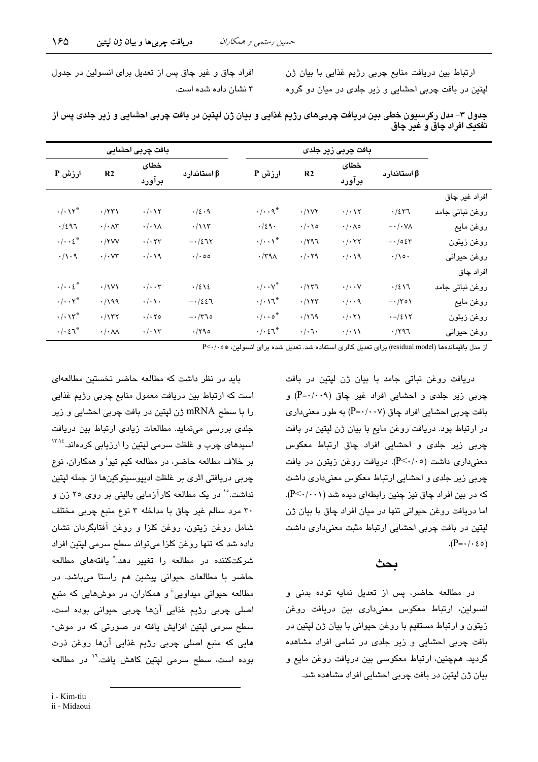ارتباط بین دریافت منابع چربی رژیم غذایی با بیان ژن لپتین در بافت چربی احشایی و زیر جلدی در میان دو گروه افراد چاق و غیر چاق پس از تعدیل برای انسولین در جدول ۳ نشان داده شده است.

**جدول ۳- مدل رگرسیون خطی بین دریافت چربی‌های رژیم غذایی و بیان ژن لپتین در بافت چربی احشایی و زیر جلدی پس از تفکیک افراد چاق و غیر چاق**

| | بافت چربی زیر جلدی | | | | بافت چربی احشایی | | | |
|---|---|---|---|---|---|---|---|---|
| | β استاندارد | خطای برآورد | R2 | ارزش P | β استاندارد | خطای برآورد | R2 | ارزش P |
| افراد غیر چاق | | | | | | | | |
| روغن نباتی جامد | ۰/۴۳۶ | ۰/۰۱۲ | ۰/۱۷۲ | *۰/۰۰۹ | ۰/۴۰۹ | ۰/۰۱۲ | ۰/۲۳۱ | *۰/۰۱۲ |
| روغن مایع | −۰/۰۷۸ | ۰/۰۸۵ | ۰/۰۱۵ | ۰/۴۹۰ | ۰/۱۱۳ | ۰/۰۱۸ | ۰/۰۸۳ | ۰/۴۹۶ |
| روغن زیتون | −۰/۵۴۳ | ۰/۰۲۲ | ۰/۲۹۶ | *۰/۰۰۱ | −۰/۴۶۲ | ۰/۰۲۳ | ۰/۲۷۷ | *۰/۰۰۴ |
| روغن حیوانی | ۰/۱۵۰ | ۰/۰۱۹ | ۰/۰۲۹ | ۰/۳۹۸ | ۰/۰۵۵ | ۰/۰۱۹ | ۰/۰۷۳ | ۰/۱۰۹ |
| افراد چاق | | | | | | | | |
| روغن نباتی جامد | ۰/۴۱۶ | ۰/۰۰۷ | ۰/۱۳۶ | *۰/۰۰۷ | ۰/۴۱۴ | ۰/۰۰۳ | ۰/۱۷۱ | *۰/۰۰۴ |
| روغن مایع | −۰/۳۵۱ | ۰/۰۰۹ | ۰/۱۲۳ | *۰/۰۱۶ | −۰/۴۴۶ | ۰/۰۱۰ | ۰/۱۹۹ | *۰/۰۰۲ |
| روغن زیتون | −۰/۴۱۲ | ۰/۰۲۱ | ۰/۱۶۹ | *۰/۰۰۵ | −۰/۳۶۵ | ۰/۰۲۵ | ۰/۱۳۲ | *۰/۰۱۳ |
| روغن حیوانی | ۰/۲۹۶ | ۰/۰۱۱ | ۰/۰۶۰ | *۰/۰۴۶ | ۰/۲۹۵ | ۰/۰۱۳ | ۰/۰۸۸ | *۰/۰۴۶ |

از مدل باقیمانده‌ها (residual model) برای تعدیل کالری استفاده شد. تعدیل شده برای انسولین، *P<۰/۰۵

دریافت روغن نباتی جامد با بیان ژن لپتین در بافت چربی زیر جلدی و احشایی افراد غیر چاق (P=۰/۰۰۹) و بافت چربی احشایی افراد چاق (P=۰/۰۰۷) به طور معنی‌داری در ارتباط بود. دریافت روغن مایع با بیان ژن لپتین در بافت چربی زیر جلدی و احشایی افراد چاق ارتباط معکوس معنی‌داری داشت (P<۰/۰۵). دریافت روغن زیتون با بیان ژن لپتین در بافت چربی زیر جلدی و احشایی ارتباط معکوس معنی‌داری داشت که در بین افراد چاق نیز چنین رابطه‌ای دیده شد (P<۰/۰۰۱). اما دریافت روغن حیوانی تنها در میان افراد چاق با بیان ژن لپتین در بافت چربی احشایی ارتباط مثبت معنی‌داری داشت (P=۰/۰۴۵).

## بحث

در مطالعه حاضر، پس از تعدیل نمایه توده بدنی و انسولین، ارتباط معکوس معنی‌داری بین دریافت روغن زیتون و ارتباط مستقیم با روغن حیوانی با بیان ژن لپتین در بافت چربی احشایی و زیر جلدی در تمامی افراد مشاهده گردید. هم‌چنین، ارتباط معکوسی بین دریافت روغن مایع و بیان ژن لپتین در بافت چربی احشایی افراد مشاهده شد.

باید در نظر داشت که مطالعه حاضر نخستین مطالعه‌ای است که ارتباط بین دریافت معمول منابع چربی رژیم غذایی را با سطح mRNA ژن لپتین در بافت چربی احشایی و زیر جلدی بررسی می‌نماید. مطالعات زیادی ارتباط بین دریافت اسیدهای چرب و غلظت سرمی لپتین را ارزیابی کرده‌اند.[13,14] بر خلاف مطالعه حاضر، در مطالعه کیم تیو[i] و همکاران، نوع چربی دریافتی اثری بر غلظت ادیپوسیتوکین‌ها از جمله لپتین نداشت.[15] در یک مطالعه کارآزمایی بالینی بر روی ۲۵ زن و ۳۰ مرد سالم غیر چاق با مداخله ۳ نوع منبع چربی مختلف شامل روغن زیتون، روغن کلزا و روغن آفتابگردان نشان داده شد که تنها روغن کلزا می‌تواند سطح سرمی لپتین افراد شرکت‌کننده در مطالعه را تغییر دهد.[8] یافته‌های مطالعه حاضر با مطالعات حیوانی پیشین هم راستا می‌باشد. در مطالعه حیوانی میداویی[ii] و همکاران، در موش‌هایی که منبع اصلی چربی رژیم غذایی آن‌ها چربی حیوانی بوده است، سطح سرمی لپتین افزایش یافته در صورتی که در موش‌هایی که منبع اصلی چربی رژیم غذایی آن‌ها روغن ذرت بوده است، سطح سرمی لپتین کاهش یافت.[16] در مطالعه

i - Kim-tiu
ii - Midaoui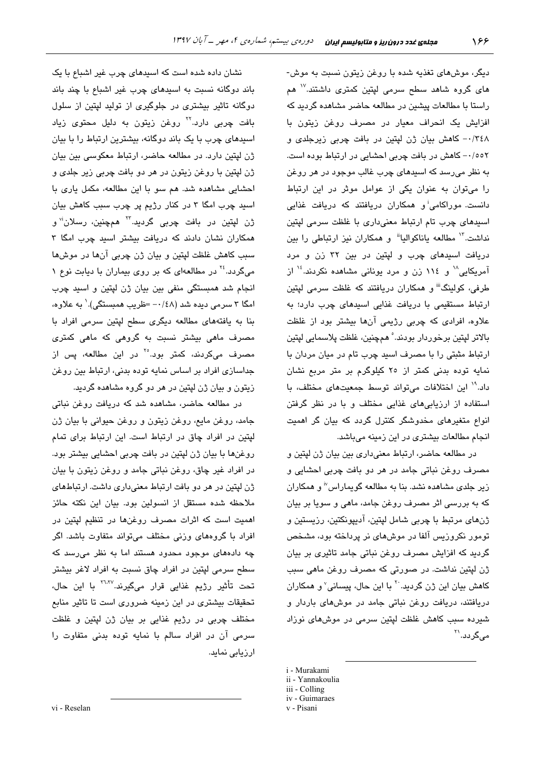دیگر، موش‌های تغذیه شده با روغن زیتون نسبت به موش‌های گروه شاهد سطح سرمی لپتین کمتری داشتند.[17] هم راستا با مطالعات پیشین در مطالعه حاضر مشاهده گردید که افزایش یک انحراف معیار در مصرف روغن زیتون با ۰/۳۴۸- کاهش بیان ژن لپتین در بافت چربی زیرجلدی و ۰/۵۵۲- کاهش در بافت چربی احشایی در ارتباط بوده است. به نظر می‌رسد که اسیدهای چرب غالب موجود در هر روغن را می‌توان به عنوان یکی از عوامل موثر در این ارتباط دانست. موراکامی[i] و همکاران دریافتند که دریافت غذایی اسیدهای چرب تام ارتباط معنی‌داری با غلظت سرمی لپتین نداشت.[12] مطالعه یاناکوالیا[ii] و همکاران نیز ارتباطی را بین دریافت اسیدهای چرب و لپتین در بین ۳۲ زن و مرد آمریکایی[18] و ۱۱۴ زن و مرد یونانی مشاهده نکردند.[14] از طرفی، کولینگ[iii] و همکاران دریافتند که غلظت سرمی لپتین ارتباط مستقیمی با دریافت غذایی اسیدهای چرب دارد؛ به علاوه، افرادی که چربی رژیمی آن‌ها بیشتر بود از غلظت بالاتر لپتین برخوردار بودند.[9] همچنین، غلظت پلاسمایی لپتین ارتباط مثبتی را با مصرف اسید چرب تام در میان مردان با نمایه توده بدنی کمتر از ۲۵ کیلوگرم بر متر مربع نشان داد.[19] این اختلافات می‌تواند توسط جمعیت‌های مختلف، با استفاده از ارزیابی‌های غذایی مختلف و با در نظر گرفتن انواع متغیرهای مخدوشگر کنترل گردد که بیان گر اهمیت انجام مطالعات بیشتری در این زمینه می‌باشد.

در مطالعه حاضر، ارتباط معنی‌داری بین بیان ژن لپتین و مصرف روغن نباتی جامد در هر دو بافت چربی احشایی و زیر جلدی مشاهده نشد. بنا به مطالعه گویماراس[iv] و همکاران که به بررسی اثر مصرف روغن جامد، ماهی و سویا بر بیان ژن‌های مرتبط با چربی شامل لپتین، آدیپونکتین، رزیستین و تومور نکروزیس آلفا در موش‌های نر پرداخته بود، مشخص گردید که افزایش مصرف روغن نباتی جامد تاثیری بر بیان ژن لپتین نداشت. در صورتی که مصرف روغن ماهی سبب کاهش بیان این ژن گردید.[20] با این حال، پیسانی[v] و همکاران دریافتند، دریافت روغن نباتی جامد در موش‌های باردار و شیرده سبب کاهش غلظت لپتین سرمی در موش‌های نوزاد می‌گردد.[21]

نشان داده شده است که اسیدهای چرب غیر اشباع با یک باند دوگانه نسبت به اسیدهای چرب غیر اشباع با چند باند دوگانه تاثیر بیشتری در جلوگیری از تولید لپتین از سلول بافت چربی دارد.[22] روغن زیتون به دلیل محتوی زیاد اسیدهای چرب با یک باند دوگانه، بیشترین ارتباط را با بیان ژن لپتین دارد. در مطالعه حاضر، ارتباط معکوسی بین بیان ژن لپتین با روغن زیتون در هر دو بافت چربی زیر جلدی و احشایی مشاهده شد. هم سو با این مطالعه، مکمل یاری با اسید چرب امگا ۳ در کنار رژیم پر چرب سبب کاهش بیان ژن لپتین در بافت چربی گردید.[23] همچنین، رسلان[vi] و همکاران نشان دادند که دریافت بیشتر اسید چرب امگا ۳ سبب کاهش غلظت لپتین و بیان ژن چربی آن‌ها در موش‌ها می‌گردد.[24] در مطالعه‌ای که بر روی بیماران با دیابت نوع ۱ انجام شد همبستگی منفی بین بیان ژن لپتین و اسید چرب امگا ۳ سرمی دیده شد (۰/۴۸- =ضریب همبستگی).[1] به علاوه، بنا به یافته‌های مطالعه دیگری سطح لپتین سرمی افراد با مصرف ماهی بیشتر نسبت به گروهی که ماهی کمتری مصرف می‌کردند، کمتر بود.[25] در این مطالعه، پس از جداسازی افراد بر اساس نمایه توده بدنی، ارتباط بین روغن زیتون و بیان ژن لپتین در هر دو گروه مشاهده گردید.

در مطالعه حاضر، مشاهده شد که دریافت روغن نباتی جامد، روغن مایع، روغن زیتون و روغن حیوانی با بیان ژن لپتین در افراد چاق در ارتباط است. این ارتباط برای تمام روغن‌ها با بیان ژن لپتین در بافت چربی احشایی بیشتر بود. در افراد غیر چاق، روغن نباتی جامد و روغن زیتون با بیان ژن لپتین در هر دو بافت ارتباط معنی‌داری داشت. ارتباط‌های ملاحظه شده مستقل از انسولین بود. بیان این نکته حائز اهمیت است که اثرات مصرف روغن‌ها در تنظیم لپتین در افراد با گروه‌های وزنی مختلف می‌تواند متفاوت باشد. اگر چه داده‌های موجود محدود هستند اما به نظر می‌رسد که سطح سرمی لپتین در افراد چاق نسبت به افراد لاغر بیشتر تحت تأثیر رژیم غذایی قرار می‌گیرند.[26,27] با این حال، تحقیقات بیشتری در این زمینه ضروری است تا تاثیر منابع مختلف چربی در رژیم غذایی بر بیان ژن لپتین و غلظت سرمی آن در افراد سالم با نمایه توده بدنی متفاوت را ارزیابی نماید.

---

i - Murakami
ii - Yannakoulia
iii - Colling
iv - Guimaraes
v - Pisani
vi - Reselan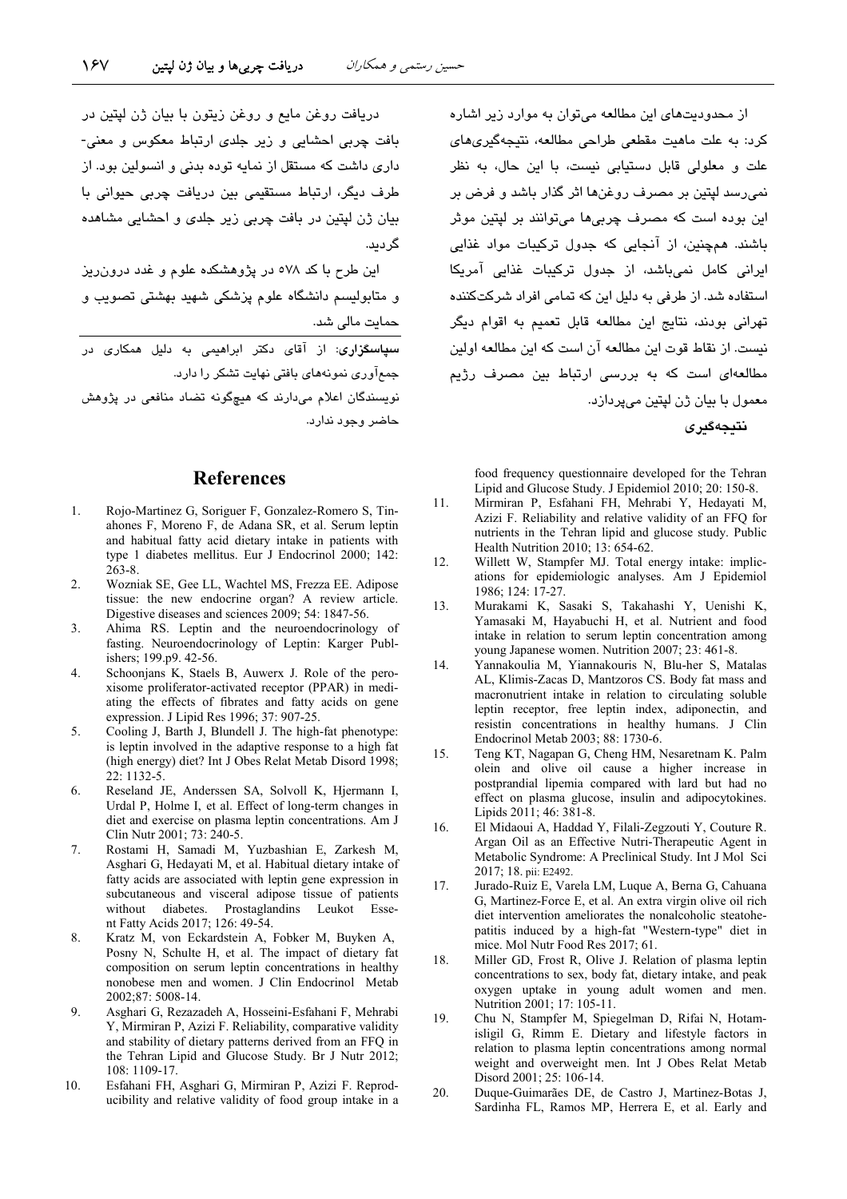از محدودیت‌های این مطالعه می‌توان به موارد زیر اشاره کرد: به علت ماهیت مقطعی طراحی مطالعه، نتیجه‌گیری‌های علت و معلولی قابل دستیابی نیست، با این حال، به نظر نمی‌رسد لپتین بر مصرف روغن‌ها اثر گذار باشد و فرض بر این بوده است که مصرف چربی‌ها می‌توانند بر لپتین موثر باشند. همچنین، از آنجایی که جدول ترکیبات مواد غذایی ایرانی کامل نمی‌باشد، از جدول ترکیبات غذایی آمریکا استفاده شد. از طرفی به دلیل این که تمامی افراد شرکت‌کننده تهرانی بودند، نتایج این مطالعه قابل تعمیم به اقوام دیگر نیست. از نقاط قوت این مطالعه آن است که این مطالعه اولین مطالعه‌ای است که به بررسی ارتباط بین مصرف رژیم معمول با بیان ژن لپتین می‌پردازد.

## نتیجه‌گیری

دریافت روغن مایع و روغن زیتون با بیان ژن لپتین در بافت چربی احشایی و زیر جلدی ارتباط معکوس و معنی‌داری داشت که مستقل از نمایه توده بدنی و انسولین بود. از طرف دیگر، ارتباط مستقیمی بین دریافت چربی حیوانی با بیان ژن لپتین در بافت چربی زیر جلدی و احشایی مشاهده گردید.

این طرح با کد ۵۷۸ در پژوهشکده علوم و غدد درون‌ریز و متابولیسم دانشگاه علوم پزشکی شهید بهشتی تصویب و حمایت مالی شد.

**سپاسگزاری**: از آقای دکتر ابراهیمی به دلیل همکاری در جمع‌آوری نمونه‌های بافتی نهایت تشکر را دارد.

نویسندگان اعلام می‌دارند که هیچگونه تضاد منافعی در پژوهش حاضر وجود ندارد.

## References

1. Rojo-Martinez G, Soriguer F, Gonzalez-Romero S, Tinahones F, Moreno F, de Adana SR, et al. Serum leptin and habitual fatty acid dietary intake in patients with type 1 diabetes mellitus. Eur J Endocrinol 2000; 142: 263-8.
2. Wozniak SE, Gee LL, Wachtel MS, Frezza EE. Adipose tissue: the new endocrine organ? A review article. Digestive diseases and sciences 2009; 54: 1847-56.
3. Ahima RS. Leptin and the neuroendocrinology of fasting. Neuroendocrinology of Leptin: Karger Publishers; 199.p9. 42-56.
4. Schoonjans K, Staels B, Auwerx J. Role of the peroxisome proliferator-activated receptor (PPAR) in mediating the effects of fibrates and fatty acids on gene expression. J Lipid Res 1996; 37: 907-25.
5. Cooling J, Barth J, Blundell J. The high-fat phenotype: is leptin involved in the adaptive response to a high fat (high energy) diet? Int J Obes Relat Metab Disord 1998; 22: 1132-5.
6. Reseland JE, Anderssen SA, Solvoll K, Hjermann I, Urdal P, Holme I, et al. Effect of long-term changes in diet and exercise on plasma leptin concentrations. Am J Clin Nutr 2001; 73: 240-5.
7. Rostami H, Samadi M, Yuzbashian E, Zarkesh M, Asghari G, Hedayati M, et al. Habitual dietary intake of fatty acids are associated with leptin gene expression in subcutaneous and visceral adipose tissue of patients without diabetes. Prostaglandins Leukot Essent Fatty Acids 2017; 126: 49-54.
8. Kratz M, von Eckardstein A, Fobker M, Buyken A, Posny N, Schulte H, et al. The impact of dietary fat composition on serum leptin concentrations in healthy nonobese men and women. J Clin Endocrinol Metab 2002;87: 5008-14.
9. Asghari G, Rezazadeh A, Hosseini-Esfahani F, Mehrabi Y, Mirmiran P, Azizi F. Reliability, comparative validity and stability of dietary patterns derived from an FFQ in the Tehran Lipid and Glucose Study. Br J Nutr 2012; 108: 1109-17.
10. Esfahani FH, Asghari G, Mirmiran P, Azizi F. Reproducibility and relative validity of food group intake in a food frequency questionnaire developed for the Tehran Lipid and Glucose Study. J Epidemiol 2010; 20: 150-8.
11. Mirmiran P, Esfahani FH, Mehrabi Y, Hedayati M, Azizi F. Reliability and relative validity of an FFQ for nutrients in the Tehran lipid and glucose study. Public Health Nutrition 2010; 13: 654-62.
12. Willett W, Stampfer MJ. Total energy intake: implications for epidemiologic analyses. Am J Epidemiol 1986; 124: 17-27.
13. Murakami K, Sasaki S, Takahashi Y, Uenishi K, Yamasaki M, Hayabuchi H, et al. Nutrient and food intake in relation to serum leptin concentration among young Japanese women. Nutrition 2007; 23: 461-8.
14. Yannakoulia M, Yiannakouris N, Blu-her S, Matalas AL, Klimis-Zacas D, Mantzoros CS. Body fat mass and macronutrient intake in relation to circulating soluble leptin receptor, free leptin index, adiponectin, and resistin concentrations in healthy humans. J Clin Endocrinol Metab 2003; 88: 1730-6.
15. Teng KT, Nagapan G, Cheng HM, Nesaretnam K. Palm olein and olive oil cause a higher increase in postprandial lipemia compared with lard but had no effect on plasma glucose, insulin and adipocytokines. Lipids 2011; 46: 381-8.
16. El Midaoui A, Haddad Y, Filali-Zegzouti Y, Couture R. Argan Oil as an Effective Nutri-Therapeutic Agent in Metabolic Syndrome: A Preclinical Study. Int J Mol Sci 2017; 18. pii: E2492.
17. Jurado-Ruiz E, Varela LM, Luque A, Berna G, Cahuana G, Martinez-Force E, et al. An extra virgin olive oil rich diet intervention ameliorates the nonalcoholic steatohepatitis induced by a high-fat "Western-type" diet in mice. Mol Nutr Food Res 2017; 61.
18. Miller GD, Frost R, Olive J. Relation of plasma leptin concentrations to sex, body fat, dietary intake, and peak oxygen uptake in young adult women and men. Nutrition 2001; 17: 105-11.
19. Chu N, Stampfer M, Spiegelman D, Rifai N, Hotamisligil G, Rimm E. Dietary and lifestyle factors in relation to plasma leptin concentrations among normal weight and overweight men. Int J Obes Relat Metab Disord 2001; 25: 106-14.
20. Duque-Guimarães DE, de Castro J, Martinez-Botas J, Sardinha FL, Ramos MP, Herrera E, et al. Early and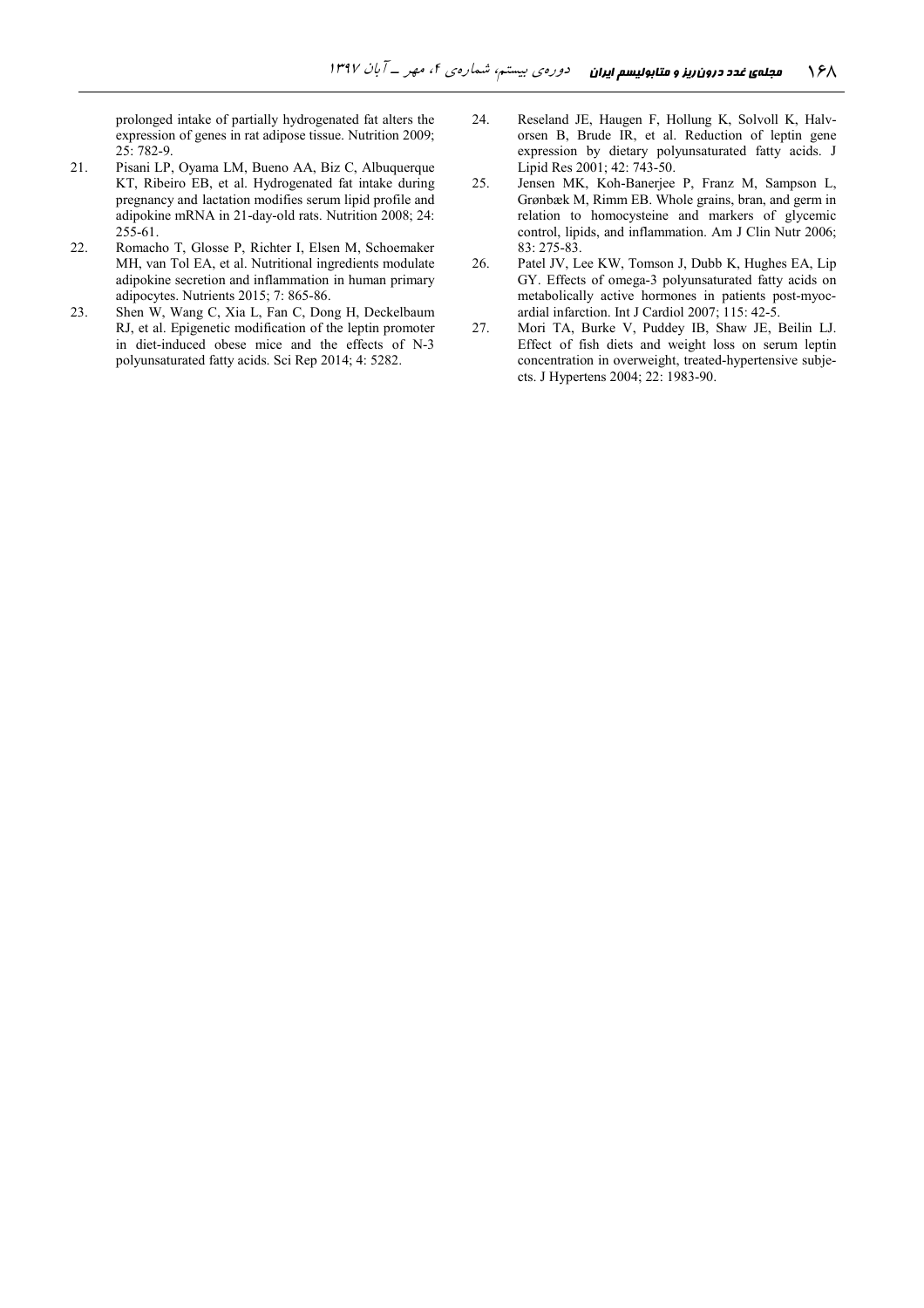prolonged intake of partially hydrogenated fat alters the expression of genes in rat adipose tissue. Nutrition 2009; 25: 782-9.

21. Pisani LP, Oyama LM, Bueno AA, Biz C, Albuquerque KT, Ribeiro EB, et al. Hydrogenated fat intake during pregnancy and lactation modifies serum lipid profile and adipokine mRNA in 21-day-old rats. Nutrition 2008; 24: 255-61.
22. Romacho T, Glosse P, Richter I, Elsen M, Schoemaker MH, van Tol EA, et al. Nutritional ingredients modulate adipokine secretion and inflammation in human primary adipocytes. Nutrients 2015; 7: 865-86.
23. Shen W, Wang C, Xia L, Fan C, Dong H, Deckelbaum RJ, et al. Epigenetic modification of the leptin promoter in diet-induced obese mice and the effects of N-3 polyunsaturated fatty acids. Sci Rep 2014; 4: 5282.
24. Reseland JE, Haugen F, Hollung K, Solvoll K, Halvorsen B, Brude IR, et al. Reduction of leptin gene expression by dietary polyunsaturated fatty acids. J Lipid Res 2001; 42: 743-50.
25. Jensen MK, Koh-Banerjee P, Franz M, Sampson L, Grønbæk M, Rimm EB. Whole grains, bran, and germ in relation to homocysteine and markers of glycemic control, lipids, and inflammation. Am J Clin Nutr 2006; 83: 275-83.
26. Patel JV, Lee KW, Tomson J, Dubb K, Hughes EA, Lip GY. Effects of omega-3 polyunsaturated fatty acids on metabolically active hormones in patients post-myocardial infarction. Int J Cardiol 2007; 115: 42-5.
27. Mori TA, Burke V, Puddey IB, Shaw JE, Beilin LJ. Effect of fish diets and weight loss on serum leptin concentration in overweight, treated-hypertensive subjects. J Hypertens 2004; 22: 1983-90.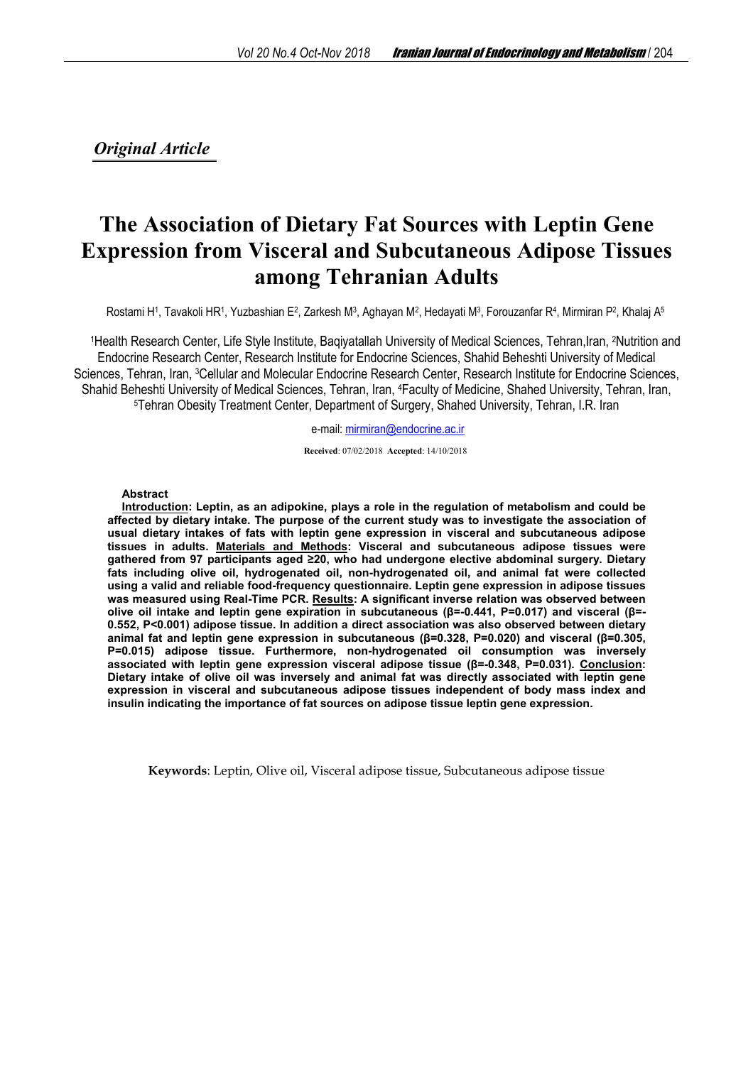*Original Article*

# The Association of Dietary Fat Sources with Leptin Gene Expression from Visceral and Subcutaneous Adipose Tissues among Tehranian Adults

Rostami H[1], Tavakoli HR[1], Yuzbashian E[2], Zarkesh M[3], Aghayan M[2], Hedayati M[3], Forouzanfar R[4], Mirmiran P[2], Khalaj A[5]

[1]Health Research Center, Life Style Institute, Baqiyatallah University of Medical Sciences, Tehran,Iran, [2]Nutrition and Endocrine Research Center, Research Institute for Endocrine Sciences, Shahid Beheshti University of Medical Sciences, Tehran, Iran, [3]Cellular and Molecular Endocrine Research Center, Research Institute for Endocrine Sciences, Shahid Beheshti University of Medical Sciences, Tehran, Iran, [4]Faculty of Medicine, Shahed University, Tehran, Iran, [5]Tehran Obesity Treatment Center, Department of Surgery, Shahed University, Tehran, I.R. Iran

e-mail: mirmiran@endocrine.ac.ir

**Received**: 07/02/2018 **Accepted**: 14/10/2018

**Abstract**

**Introduction: Leptin, as an adipokine, plays a role in the regulation of metabolism and could be affected by dietary intake. The purpose of the current study was to investigate the association of usual dietary intakes of fats with leptin gene expression in visceral and subcutaneous adipose tissues in adults. Materials and Methods: Visceral and subcutaneous adipose tissues were gathered from 97 participants aged ≥20, who had undergone elective abdominal surgery. Dietary fats including olive oil, hydrogenated oil, non-hydrogenated oil, and animal fat were collected using a valid and reliable food-frequency questionnaire. Leptin gene expression in adipose tissues was measured using Real-Time PCR. Results: A significant inverse relation was observed between olive oil intake and leptin gene expiration in subcutaneous (β=-0.441, P=0.017) and visceral (β=-0.552, P<0.001) adipose tissue. In addition a direct association was also observed between dietary animal fat and leptin gene expression in subcutaneous (β=0.328, P=0.020) and visceral (β=0.305, P=0.015) adipose tissue. Furthermore, non-hydrogenated oil consumption was inversely associated with leptin gene expression visceral adipose tissue (β=-0.348, P=0.031). Conclusion: Dietary intake of olive oil was inversely and animal fat was directly associated with leptin gene expression in visceral and subcutaneous adipose tissues independent of body mass index and insulin indicating the importance of fat sources on adipose tissue leptin gene expression.**

**Keywords**: Leptin, Olive oil, Visceral adipose tissue, Subcutaneous adipose tissue